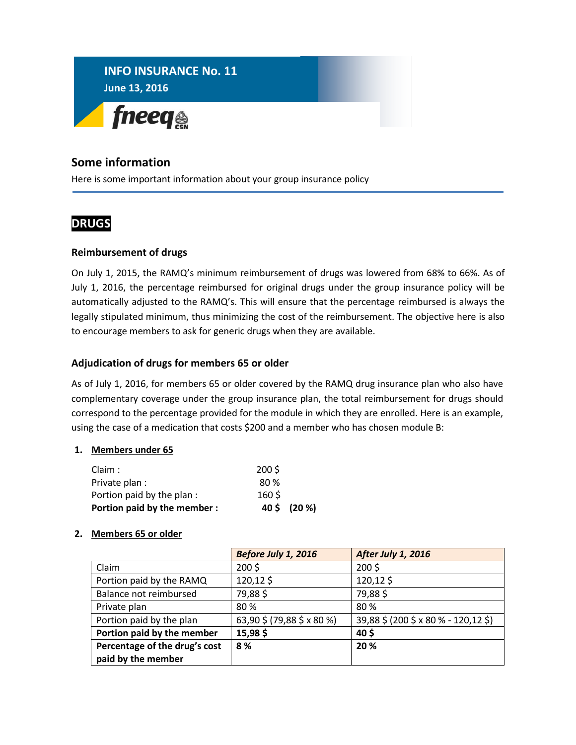# INFO INSURANCE No. 11

**June 13, 2016**

fneeq CSN

## Some information

Here is some important information about your group insurance policy

## DRUGS

### Reimbursement of drugs

On July 1, 2015, the RAMQ's minimum reimbursement of drugs was lowered from 68% to 66%. As of July 1, 2016, the percentage reimbursed for original drugs under the group insurance policy will be automatically adjusted to the RAMQ's. This will ensure that the percentage reimbursed is always the legally stipulated minimum, thus minimizing the cost of the reimbursement. The objective here is also to encourage members to ask for generic drugs when they are available.

### Adjudication of drugs for members 65 or older

As of July 1, 2016, for members 65 or older covered by the RAMQ drug insurance plan who also have complementary coverage under the group insurance plan, the total reimbursement for drugs should correspond to the percentage provided for the module in which they are enrolled. Here is an example, using the case of a medication that costs $200 and a member who has chosen module B:

1. **Members under 65**

| | |
|---|---|
| Claim : | 200 $ |
| Private plan : | 80 % |
| Portion paid by the plan : | 160 $ |
| **Portion paid by the member :** | **40 $ (20 %)** |

2. **Members 65 or older**

| | *Before July 1, 2016* | *After July 1, 2016* |
|---|---|---|
| Claim | 200 $ | 200 $ |
| Portion paid by the RAMQ | 120,12 $ | 120,12 $ |
| Balance not reimbursed | 79,88 $ | 79,88 $ |
| Private plan | 80 % | 80 % |
| Portion paid by the plan | 63,90 $ (79,88 $ x 80 %) | 39,88 $ (200 $ x 80 % - 120,12 $) |
| **Portion paid by the member** | **15,98 $** | **40 $** |
| **Percentage of the drug's cost paid by the member** | **8 %** | **20 %** |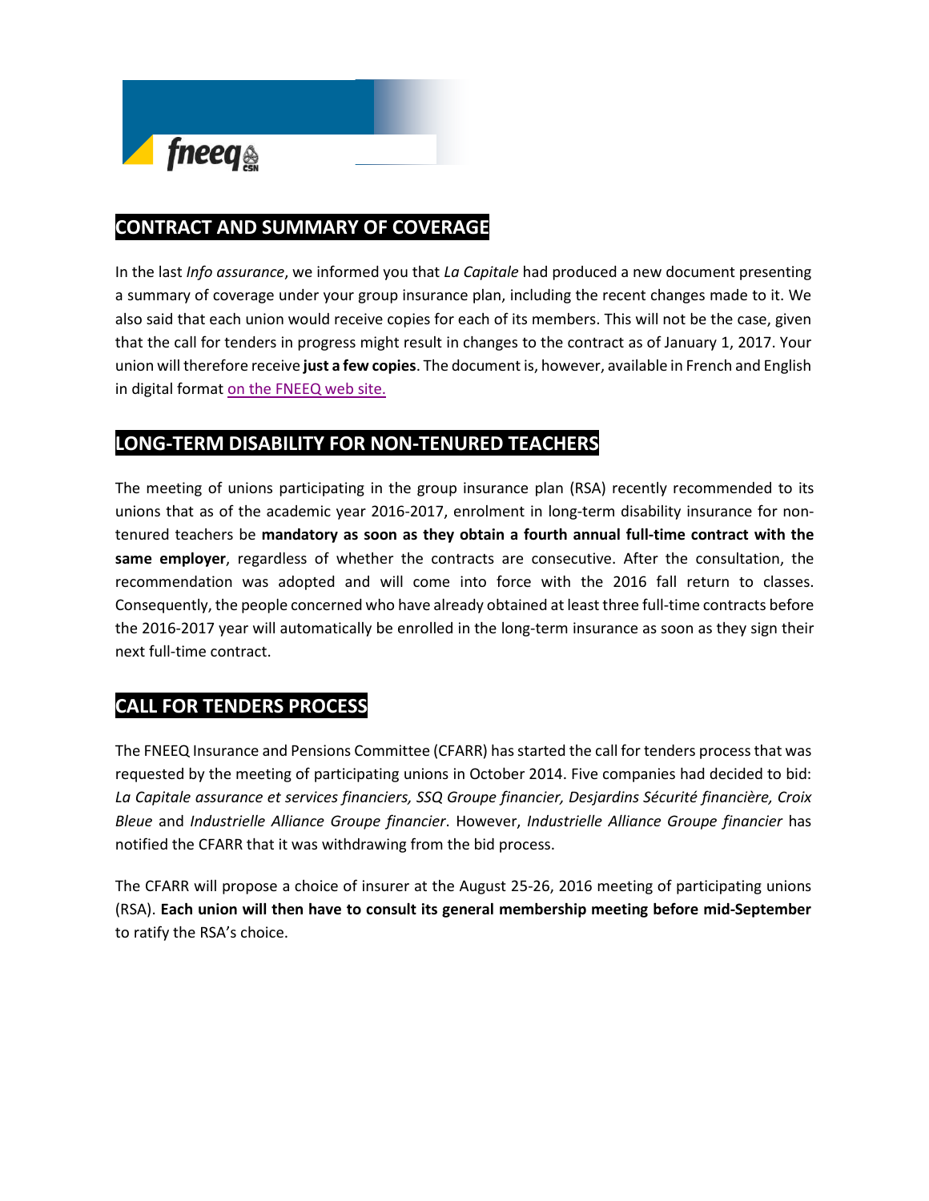## CONTRACT AND SUMMARY OF COVERAGE

In the last *Info assurance*, we informed you that *La Capitale* had produced a new document presenting a summary of coverage under your group insurance plan, including the recent changes made to it. We also said that each union would receive copies for each of its members. This will not be the case, given that the call for tenders in progress might result in changes to the contract as of January 1, 2017. Your union will therefore receive **just a few copies**. The document is, however, available in French and English in digital format on the FNEEQ web site.

## LONG-TERM DISABILITY FOR NON-TENURED TEACHERS

The meeting of unions participating in the group insurance plan (RSA) recently recommended to its unions that as of the academic year 2016-2017, enrolment in long-term disability insurance for non-tenured teachers be **mandatory as soon as they obtain a fourth annual full-time contract with the same employer**, regardless of whether the contracts are consecutive. After the consultation, the recommendation was adopted and will come into force with the 2016 fall return to classes. Consequently, the people concerned who have already obtained at least three full-time contracts before the 2016-2017 year will automatically be enrolled in the long-term insurance as soon as they sign their next full-time contract.

## CALL FOR TENDERS PROCESS

The FNEEQ Insurance and Pensions Committee (CFARR) has started the call for tenders process that was requested by the meeting of participating unions in October 2014. Five companies had decided to bid: *La Capitale assurance et services financiers, SSQ Groupe financier, Desjardins Sécurité financière, Croix Bleue* and *Industrielle Alliance Groupe financier*. However, *Industrielle Alliance Groupe financier* has notified the CFARR that it was withdrawing from the bid process.

The CFARR will propose a choice of insurer at the August 25-26, 2016 meeting of participating unions (RSA). **Each union will then have to consult its general membership meeting before mid-September** to ratify the RSA's choice.